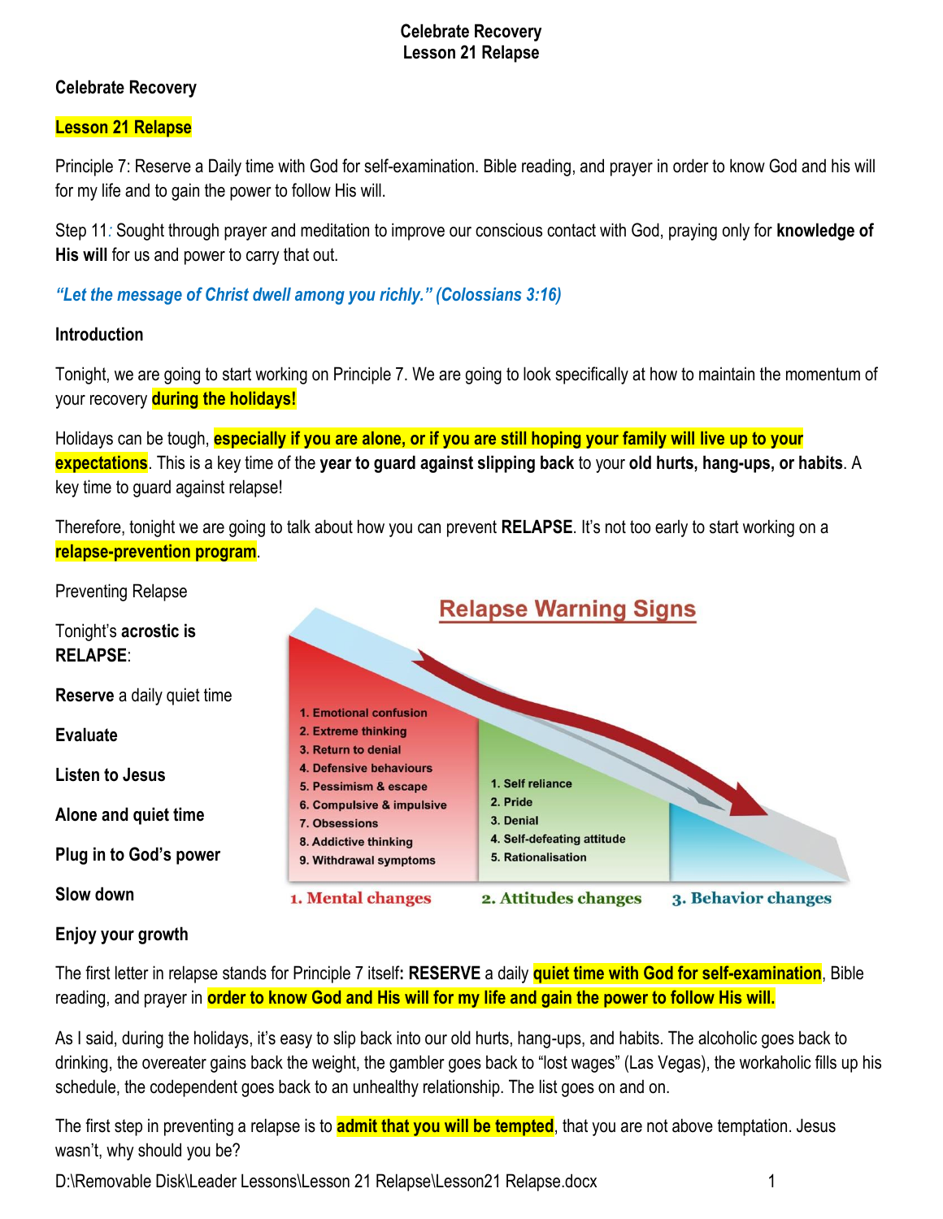**Celebrate Recovery**
**Lesson 21 Relapse**

**Celebrate Recovery**

**Lesson 21 Relapse**

Principle 7: Reserve a Daily time with God for self-examination. Bible reading, and prayer in order to know God and his will for my life and to gain the power to follow His will.

Step 11: Sought through prayer and meditation to improve our conscious contact with God, praying only for **knowledge of His will** for us and power to carry that out.

***"Let the message of Christ dwell among you richly." (Colossians 3:16)***

**Introduction**

Tonight, we are going to start working on Principle 7. We are going to look specifically at how to maintain the momentum of your recovery **during the holidays!**

Holidays can be tough, **especially if you are alone, or if you are still hoping your family will live up to your expectations**. This is a key time of the **year to guard against slipping back** to your **old hurts, hang-ups, or habits**. A key time to guard against relapse!

Therefore, tonight we are going to talk about how you can prevent **RELAPSE**. It's not too early to start working on a **relapse-prevention program**.

Preventing Relapse

Relapse Warning Signs

1. Mental changes
   1. Emotional confusion
   2. Extreme thinking
   3. Return to denial
   4. Defensive behaviours
   5. Pessimism & escape
   6. Compulsive & impulsive
   7. Obsessions
   8. Addictive thinking
   9. Withdrawal symptoms
2. Attitudes changes
   1. Self reliance
   2. Pride
   3. Denial
   4. Self-defeating attitude
   5. Rationalisation
3. Behavior changes

Tonight's **acrostic is RELAPSE**:

**Reserve** a daily quiet time

**Evaluate**

**Listen to Jesus**

**Alone and quiet time**

**Plug in to God's power**

**Slow down**

**Enjoy your growth**

The first letter in relapse stands for Principle 7 itself**: RESERVE** a daily **quiet time with God for self-examination**, Bible reading, and prayer in **order to know God and His will for my life and gain the power to follow His will.**

As I said, during the holidays, it's easy to slip back into our old hurts, hang-ups, and habits. The alcoholic goes back to drinking, the overeater gains back the weight, the gambler goes back to "lost wages" (Las Vegas), the workaholic fills up his schedule, the codependent goes back to an unhealthy relationship. The list goes on and on.

The first step in preventing a relapse is to **admit that you will be tempted**, that you are not above temptation. Jesus wasn't, why should you be?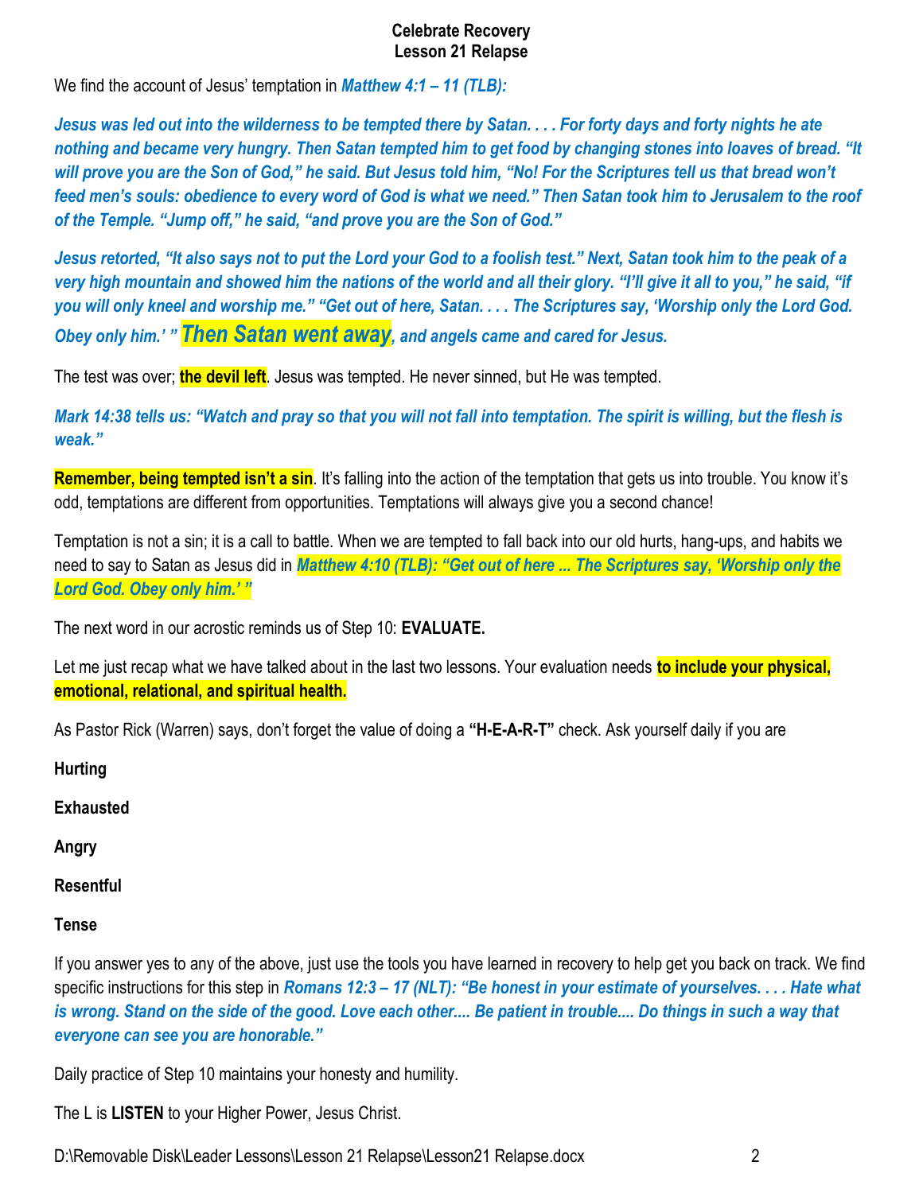We find the account of Jesus' temptation in ***Matthew 4:1 – 11 (TLB):***

***Jesus was led out into the wilderness to be tempted there by Satan. . . . For forty days and forty nights he ate nothing and became very hungry. Then Satan tempted him to get food by changing stones into loaves of bread. "It will prove you are the Son of God," he said. But Jesus told him, "No! For the Scriptures tell us that bread won't feed men's souls: obedience to every word of God is what we need." Then Satan took him to Jerusalem to the roof of the Temple. "Jump off," he said, "and prove you are the Son of God."***

***Jesus retorted, "It also says not to put the Lord your God to a foolish test." Next, Satan took him to the peak of a very high mountain and showed him the nations of the world and all their glory. "I'll give it all to you," he said, "if you will only kneel and worship me." "Get out of here, Satan. . . . The Scriptures say, 'Worship only the Lord God. Obey only him.' " Then Satan went away, and angels came and cared for Jesus.***

The test was over; **the devil left**. Jesus was tempted. He never sinned, but He was tempted.

***Mark 14:38 tells us: "Watch and pray so that you will not fall into temptation. The spirit is willing, but the flesh is weak."***

**Remember, being tempted isn't a sin**. It's falling into the action of the temptation that gets us into trouble. You know it's odd, temptations are different from opportunities. Temptations will always give you a second chance!

Temptation is not a sin; it is a call to battle. When we are tempted to fall back into our old hurts, hang-ups, and habits we need to say to Satan as Jesus did in ***Matthew 4:10 (TLB): "Get out of here ... The Scriptures say, 'Worship only the Lord God. Obey only him.' "***

The next word in our acrostic reminds us of Step 10: **EVALUATE.**

Let me just recap what we have talked about in the last two lessons. Your evaluation needs **to include your physical, emotional, relational, and spiritual health.**

As Pastor Rick (Warren) says, don't forget the value of doing a **"H-E-A-R-T"** check. Ask yourself daily if you are

**Hurting**

**Exhausted**

**Angry**

**Resentful**

**Tense**

If you answer yes to any of the above, just use the tools you have learned in recovery to help get you back on track. We find specific instructions for this step in ***Romans 12:3 – 17 (NLT): "Be honest in your estimate of yourselves. . . . Hate what is wrong. Stand on the side of the good. Love each other.... Be patient in trouble.... Do things in such a way that everyone can see you are honorable."***

Daily practice of Step 10 maintains your honesty and humility.

The L is **LISTEN** to your Higher Power, Jesus Christ.

D:\Removable Disk\Leader Lessons\Lesson 21 Relapse\Lesson21 Relapse.docx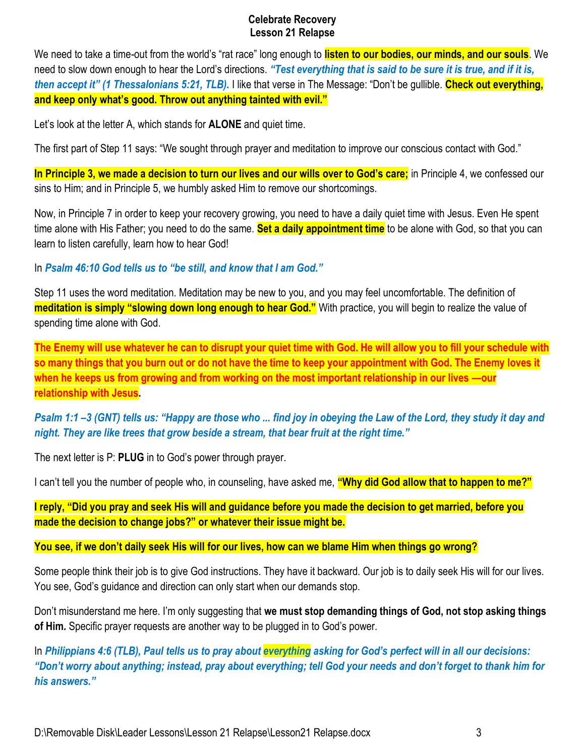We need to take a time-out from the world's "rat race" long enough to **listen to our bodies, our minds, and our souls**. We need to slow down enough to hear the Lord's directions. ***"Test everything that is said to be sure it is true, and if it is, then accept it" (1 Thessalonians 5:21, TLB).*** I like that verse in The Message: "Don't be gullible. **Check out everything, and keep only what's good. Throw out anything tainted with evil."**

Let's look at the letter A, which stands for **ALONE** and quiet time.

The first part of Step 11 says: "We sought through prayer and meditation to improve our conscious contact with God."

**In Principle 3, we made a decision to turn our lives and our wills over to God's care;** in Principle 4, we confessed our sins to Him; and in Principle 5, we humbly asked Him to remove our shortcomings.

Now, in Principle 7 in order to keep your recovery growing, you need to have a daily quiet time with Jesus. Even He spent time alone with His Father; you need to do the same. **Set a daily appointment time** to be alone with God, so that you can learn to listen carefully, learn how to hear God!

In ***Psalm 46:10 God tells us to "be still, and know that I am God."***

Step 11 uses the word meditation. Meditation may be new to you, and you may feel uncomfortable. The definition of **meditation is simply "slowing down long enough to hear God."** With practice, you will begin to realize the value of spending time alone with God.

**The Enemy will use whatever he can to disrupt your quiet time with God. He will allow you to fill your schedule with so many things that you burn out or do not have the time to keep your appointment with God. The Enemy loves it when he keeps us from growing and from working on the most important relationship in our lives —our relationship with Jesus.**

***Psalm 1:1 –3 (GNT) tells us: "Happy are those who ... find joy in obeying the Law of the Lord, they study it day and night. They are like trees that grow beside a stream, that bear fruit at the right time."***

The next letter is P: **PLUG** in to God's power through prayer.

I can't tell you the number of people who, in counseling, have asked me, **"Why did God allow that to happen to me?"**

**I reply, "Did you pray and seek His will and guidance before you made the decision to get married, before you made the decision to change jobs?" or whatever their issue might be.**

**You see, if we don't daily seek His will for our lives, how can we blame Him when things go wrong?**

Some people think their job is to give God instructions. They have it backward. Our job is to daily seek His will for our lives. You see, God's guidance and direction can only start when our demands stop.

Don't misunderstand me here. I'm only suggesting that **we must stop demanding things of God, not stop asking things of Him.** Specific prayer requests are another way to be plugged in to God's power.

In ***Philippians 4:6 (TLB), Paul tells us to pray about everything asking for God's perfect will in all our decisions: "Don't worry about anything; instead, pray about everything; tell God your needs and don't forget to thank him for his answers."***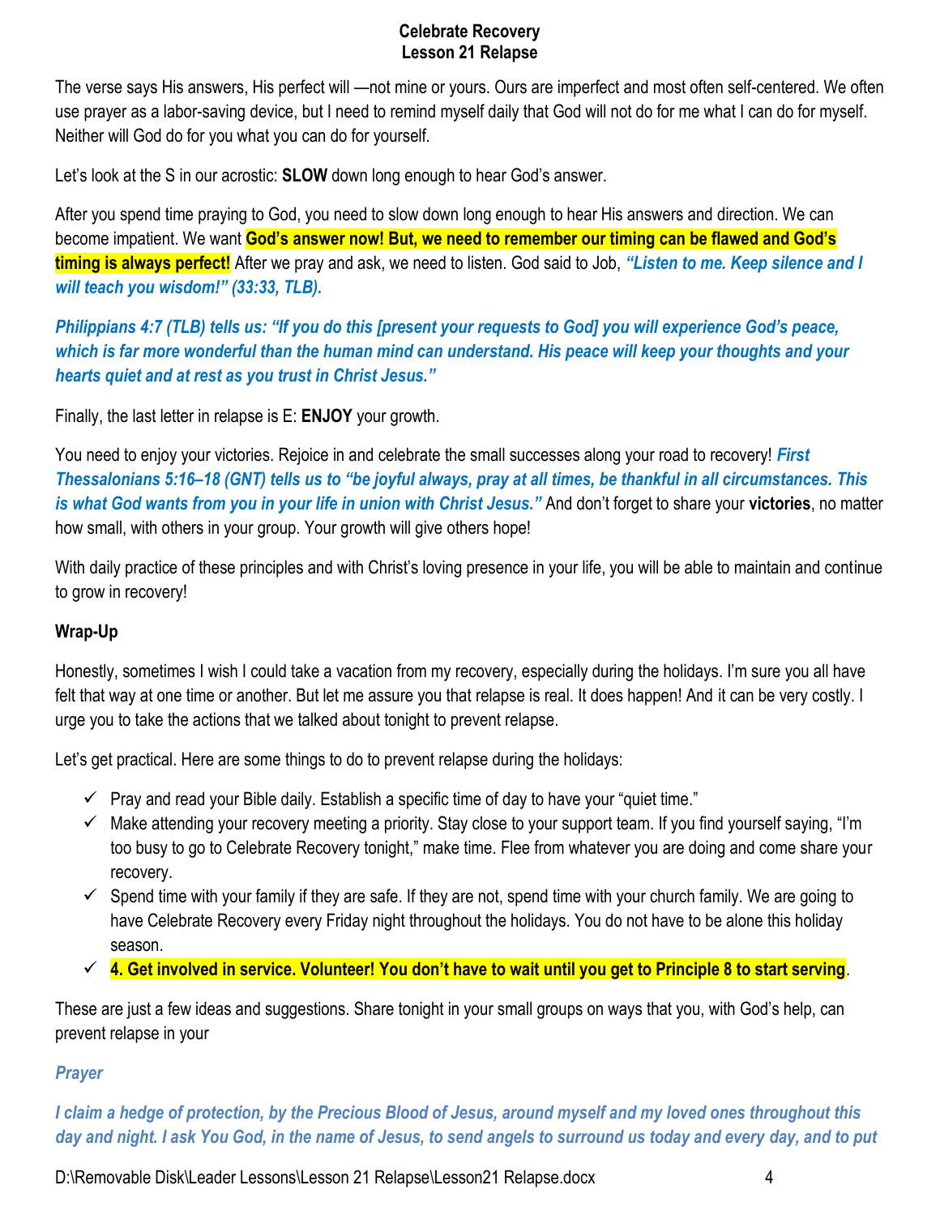The verse says His answers, His perfect will —not mine or yours. Ours are imperfect and most often self-centered. We often use prayer as a labor-saving device, but I need to remind myself daily that God will not do for me what I can do for myself. Neither will God do for you what you can do for yourself.

Let's look at the S in our acrostic: **SLOW** down long enough to hear God's answer.

After you spend time praying to God, you need to slow down long enough to hear His answers and direction. We can become impatient. We want **God's answer now! But, we need to remember our timing can be flawed and God's timing is always perfect!** After we pray and ask, we need to listen. God said to Job, ***"Listen to me. Keep silence and I will teach you wisdom!" (33:33, TLB).***

***Philippians 4:7 (TLB) tells us: "If you do this [present your requests to God] you will experience God's peace, which is far more wonderful than the human mind can understand. His peace will keep your thoughts and your hearts quiet and at rest as you trust in Christ Jesus."***

Finally, the last letter in relapse is E: **ENJOY** your growth.

You need to enjoy your victories. Rejoice in and celebrate the small successes along your road to recovery! ***First Thessalonians 5:16–18 (GNT) tells us to "be joyful always, pray at all times, be thankful in all circumstances. This is what God wants from you in your life in union with Christ Jesus."*** And don't forget to share your **victories**, no matter how small, with others in your group. Your growth will give others hope!

With daily practice of these principles and with Christ's loving presence in your life, you will be able to maintain and continue to grow in recovery!

**Wrap-Up**

Honestly, sometimes I wish I could take a vacation from my recovery, especially during the holidays. I'm sure you all have felt that way at one time or another. But let me assure you that relapse is real. It does happen! And it can be very costly. I urge you to take the actions that we talked about tonight to prevent relapse.

Let's get practical. Here are some things to do to prevent relapse during the holidays:

- ✓ Pray and read your Bible daily. Establish a specific time of day to have your "quiet time."
- ✓ Make attending your recovery meeting a priority. Stay close to your support team. If you find yourself saying, "I'm too busy to go to Celebrate Recovery tonight," make time. Flee from whatever you are doing and come share your recovery.
- ✓ Spend time with your family if they are safe. If they are not, spend time with your church family. We are going to have Celebrate Recovery every Friday night throughout the holidays. You do not have to be alone this holiday season.
- ✓ **4. Get involved in service. Volunteer! You don't have to wait until you get to Principle 8 to start serving**.

These are just a few ideas and suggestions. Share tonight in your small groups on ways that you, with God's help, can prevent relapse in your

***Prayer***

***I claim a hedge of protection, by the Precious Blood of Jesus, around myself and my loved ones throughout this day and night. I ask You God, in the name of Jesus, to send angels to surround us today and every day, and to put***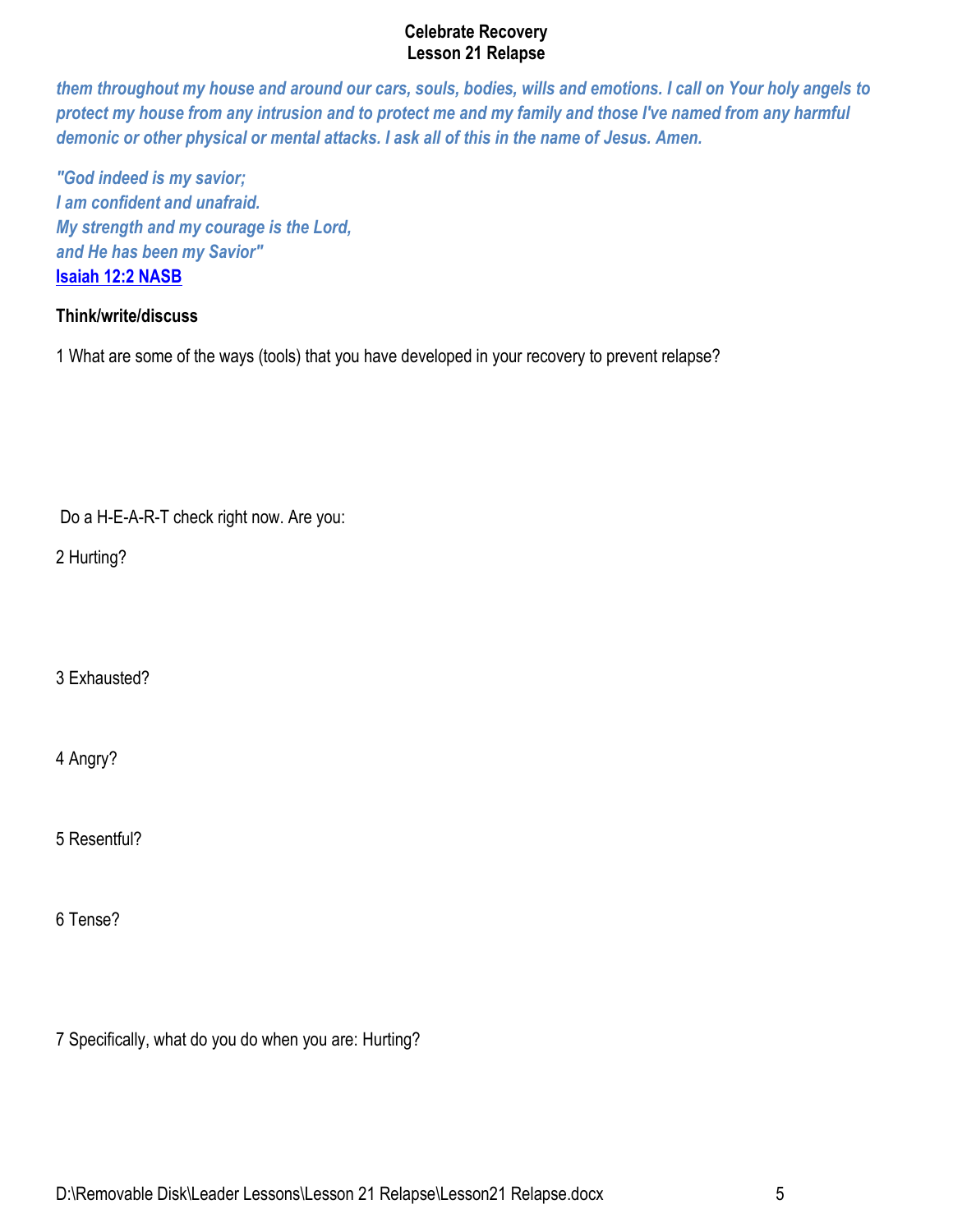*them throughout my house and around our cars, souls, bodies, wills and emotions. I call on Your holy angels to protect my house from any intrusion and to protect me and my family and those I've named from any harmful demonic or other physical or mental attacks. I ask all of this in the name of Jesus. Amen.*

*"God indeed is my savior;*
*I am confident and unafraid.*
*My strength and my courage is the Lord,*
*and He has been my Savior"*
**Isaiah 12:2 NASB**

**Think/write/discuss**

1 What are some of the ways (tools) that you have developed in your recovery to prevent relapse?

Do a H-E-A-R-T check right now. Are you:

2 Hurting?

3 Exhausted?

4 Angry?

5 Resentful?

6 Tense?

7 Specifically, what do you do when you are: Hurting?

D:\Removable Disk\Leader Lessons\Lesson 21 Relapse\Lesson21 Relapse.docx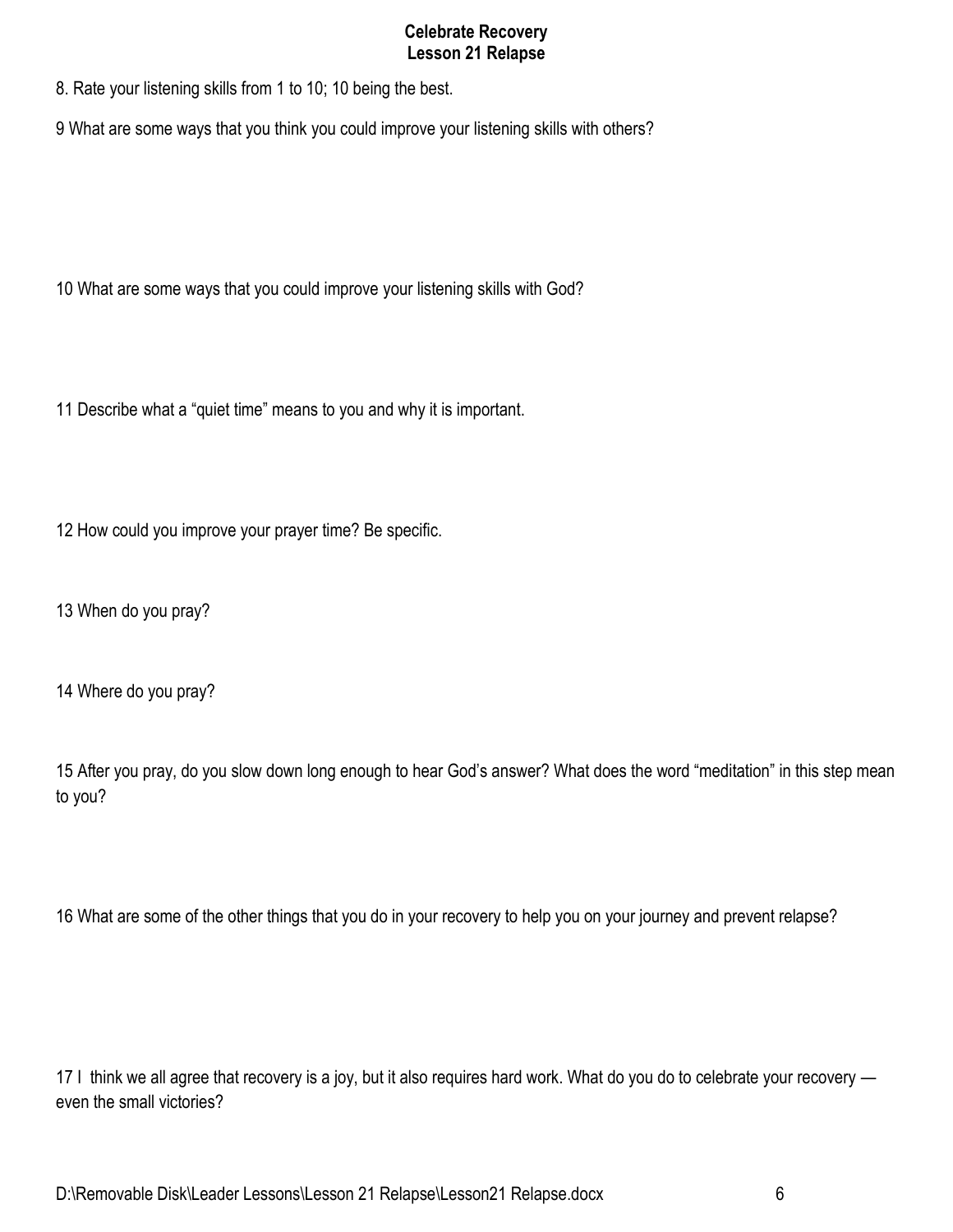8. Rate your listening skills from 1 to 10; 10 being the best.

9 What are some ways that you think you could improve your listening skills with others?

10 What are some ways that you could improve your listening skills with God?

11 Describe what a “quiet time” means to you and why it is important.

12 How could you improve your prayer time? Be specific.

13 When do you pray?

14 Where do you pray?

15 After you pray, do you slow down long enough to hear God’s answer? What does the word “meditation” in this step mean to you?

16 What are some of the other things that you do in your recovery to help you on your journey and prevent relapse?

17 I think we all agree that recovery is a joy, but it also requires hard work. What do you do to celebrate your recovery — even the small victories?